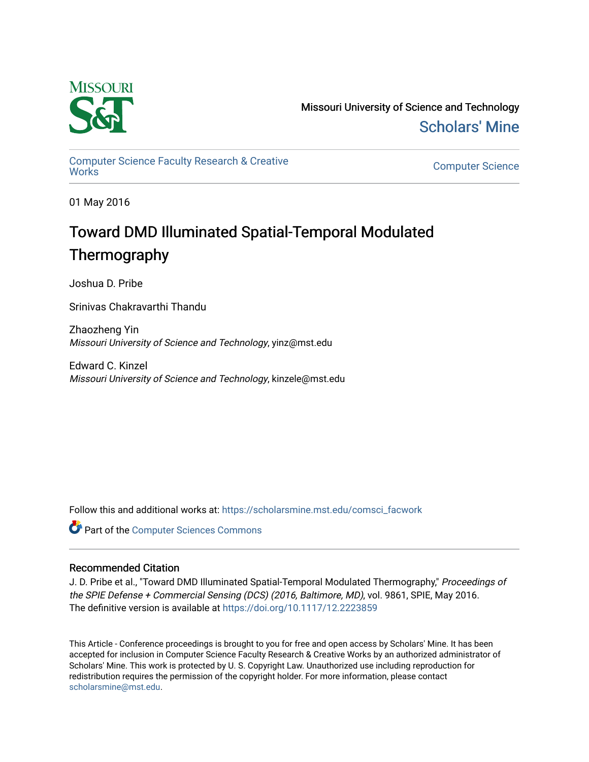Missouri University of Science and Technology

Scholars' Mine

Computer Science Faculty Research & Creative Works

Computer Science

01 May 2016

# Toward DMD Illuminated Spatial-Temporal Modulated Thermography

Joshua D. Pribe

Srinivas Chakravarthi Thandu

Zhaozheng Yin
*Missouri University of Science and Technology*, yinz@mst.edu

Edward C. Kinzel
*Missouri University of Science and Technology*, kinzele@mst.edu

Follow this and additional works at: https://scholarsmine.mst.edu/comsci_facwork

Part of the Computer Sciences Commons

## Recommended Citation

J. D. Pribe et al., "Toward DMD Illuminated Spatial-Temporal Modulated Thermography," *Proceedings of the SPIE Defense + Commercial Sensing (DCS) (2016, Baltimore, MD)*, vol. 9861, SPIE, May 2016.
The definitive version is available at https://doi.org/10.1117/12.2223859

This Article - Conference proceedings is brought to you for free and open access by Scholars' Mine. It has been accepted for inclusion in Computer Science Faculty Research & Creative Works by an authorized administrator of Scholars' Mine. This work is protected by U. S. Copyright Law. Unauthorized use including reproduction for redistribution requires the permission of the copyright holder. For more information, please contact scholarsmine@mst.edu.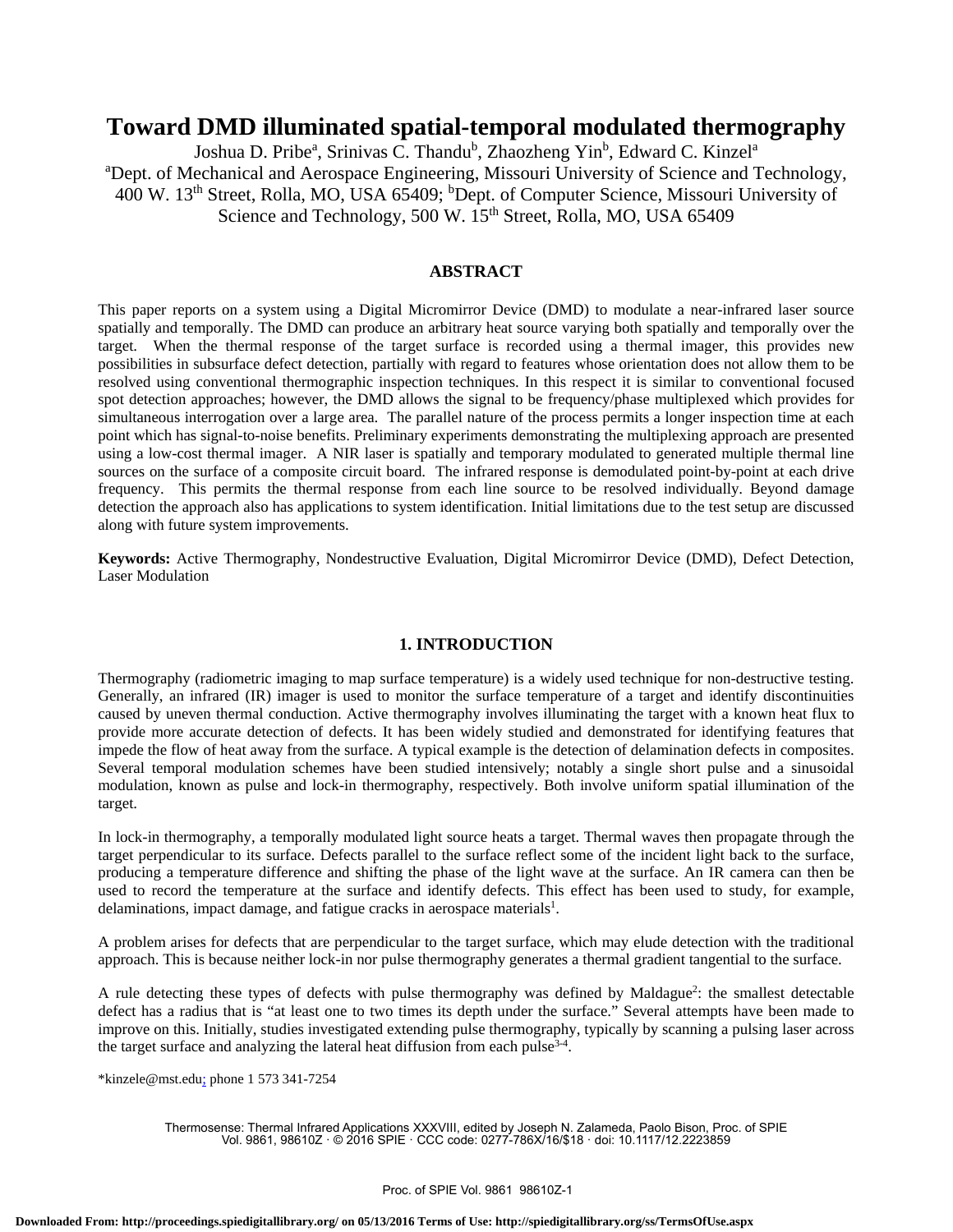# Toward DMD illuminated spatial-temporal modulated thermography

Joshua D. Pribe[a], Srinivas C. Thandu[b], Zhaozheng Yin[b], Edward C. Kinzel[a]

[a]Dept. of Mechanical and Aerospace Engineering, Missouri University of Science and Technology, 400 W. 13[th] Street, Rolla, MO, USA 65409; [b]Dept. of Computer Science, Missouri University of Science and Technology, 500 W. 15[th] Street, Rolla, MO, USA 65409

## ABSTRACT

This paper reports on a system using a Digital Micromirror Device (DMD) to modulate a near-infrared laser source spatially and temporally. The DMD can produce an arbitrary heat source varying both spatially and temporally over the target. When the thermal response of the target surface is recorded using a thermal imager, this provides new possibilities in subsurface defect detection, partially with regard to features whose orientation does not allow them to be resolved using conventional thermographic inspection techniques. In this respect it is similar to conventional focused spot detection approaches; however, the DMD allows the signal to be frequency/phase multiplexed which provides for simultaneous interrogation over a large area. The parallel nature of the process permits a longer inspection time at each point which has signal-to-noise benefits. Preliminary experiments demonstrating the multiplexing approach are presented using a low-cost thermal imager. A NIR laser is spatially and temporary modulated to generated multiple thermal line sources on the surface of a composite circuit board. The infrared response is demodulated point-by-point at each drive frequency. This permits the thermal response from each line source to be resolved individually. Beyond damage detection the approach also has applications to system identification. Initial limitations due to the test setup are discussed along with future system improvements.

**Keywords:** Active Thermography, Nondestructive Evaluation, Digital Micromirror Device (DMD), Defect Detection, Laser Modulation

## 1. INTRODUCTION

Thermography (radiometric imaging to map surface temperature) is a widely used technique for non-destructive testing. Generally, an infrared (IR) imager is used to monitor the surface temperature of a target and identify discontinuities caused by uneven thermal conduction. Active thermography involves illuminating the target with a known heat flux to provide more accurate detection of defects. It has been widely studied and demonstrated for identifying features that impede the flow of heat away from the surface. A typical example is the detection of delamination defects in composites. Several temporal modulation schemes have been studied intensively; notably a single short pulse and a sinusoidal modulation, known as pulse and lock-in thermography, respectively. Both involve uniform spatial illumination of the target.

In lock-in thermography, a temporally modulated light source heats a target. Thermal waves then propagate through the target perpendicular to its surface. Defects parallel to the surface reflect some of the incident light back to the surface, producing a temperature difference and shifting the phase of the light wave at the surface. An IR camera can then be used to record the temperature at the surface and identify defects. This effect has been used to study, for example, delaminations, impact damage, and fatigue cracks in aerospace materials[1].

A problem arises for defects that are perpendicular to the target surface, which may elude detection with the traditional approach. This is because neither lock-in nor pulse thermography generates a thermal gradient tangential to the surface.

A rule detecting these types of defects with pulse thermography was defined by Maldague[2]: the smallest detectable defect has a radius that is "at least one to two times its depth under the surface." Several attempts have been made to improve on this. Initially, studies investigated extending pulse thermography, typically by scanning a pulsing laser across the target surface and analyzing the lateral heat diffusion from each pulse[3-4].

*kinzele@mst.edu; phone 1 573 341-7254

Thermosense: Thermal Infrared Applications XXXVIII, edited by Joseph N. Zalameda, Paolo Bison, Proc. of SPIE Vol. 9861, 98610Z · © 2016 SPIE · CCC code: 0277-786X/16/$18 · doi: 10.1117/12.2223859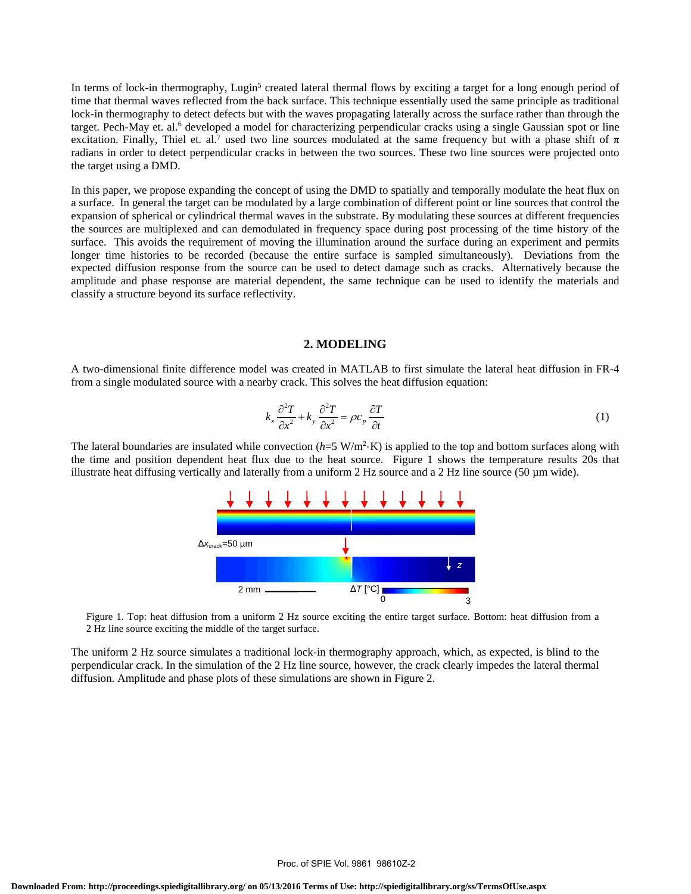In terms of lock-in thermography, Lugin[5] created lateral thermal flows by exciting a target for a long enough period of time that thermal waves reflected from the back surface. This technique essentially used the same principle as traditional lock-in thermography to detect defects but with the waves propagating laterally across the surface rather than through the target. Pech-May et. al.[6] developed a model for characterizing perpendicular cracks using a single Gaussian spot or line excitation. Finally, Thiel et. al.[7] used two line sources modulated at the same frequency but with a phase shift of $\pi$ radians in order to detect perpendicular cracks in between the two sources. These two line sources were projected onto the target using a DMD.

In this paper, we propose expanding the concept of using the DMD to spatially and temporally modulate the heat flux on a surface. In general the target can be modulated by a large combination of different point or line sources that control the expansion of spherical or cylindrical thermal waves in the substrate. By modulating these sources at different frequencies the sources are multiplexed and can demodulated in frequency space during post processing of the time history of the surface. This avoids the requirement of moving the illumination around the surface during an experiment and permits longer time histories to be recorded (because the entire surface is sampled simultaneously). Deviations from the expected diffusion response from the source can be used to detect damage such as cracks. Alternatively because the amplitude and phase response are material dependent, the same technique can be used to identify the materials and classify a structure beyond its surface reflectivity.

## 2. MODELING

A two-dimensional finite difference model was created in MATLAB to first simulate the lateral heat diffusion in FR-4 from a single modulated source with a nearby crack. This solves the heat diffusion equation:

$$k_x \frac{\partial^2 T}{\partial x^2} + k_y \frac{\partial^2 T}{\partial x^2} = \rho c_p \frac{\partial T}{\partial t} \tag{1}$$

The lateral boundaries are insulated while convection ($h$=5 W/m$^2$·K) is applied to the top and bottom surfaces along with the time and position dependent heat flux due to the heat source. Figure 1 shows the temperature results 20s that illustrate heat diffusing vertically and laterally from a uniform 2 Hz source and a 2 Hz line source (50 µm wide).

Figure 1. Top: heat diffusion from a uniform 2 Hz source exciting the entire target surface. Bottom: heat diffusion from a 2 Hz line source exciting the middle of the target surface.

The uniform 2 Hz source simulates a traditional lock-in thermography approach, which, as expected, is blind to the perpendicular crack. In the simulation of the 2 Hz line source, however, the crack clearly impedes the lateral thermal diffusion. Amplitude and phase plots of these simulations are shown in Figure 2.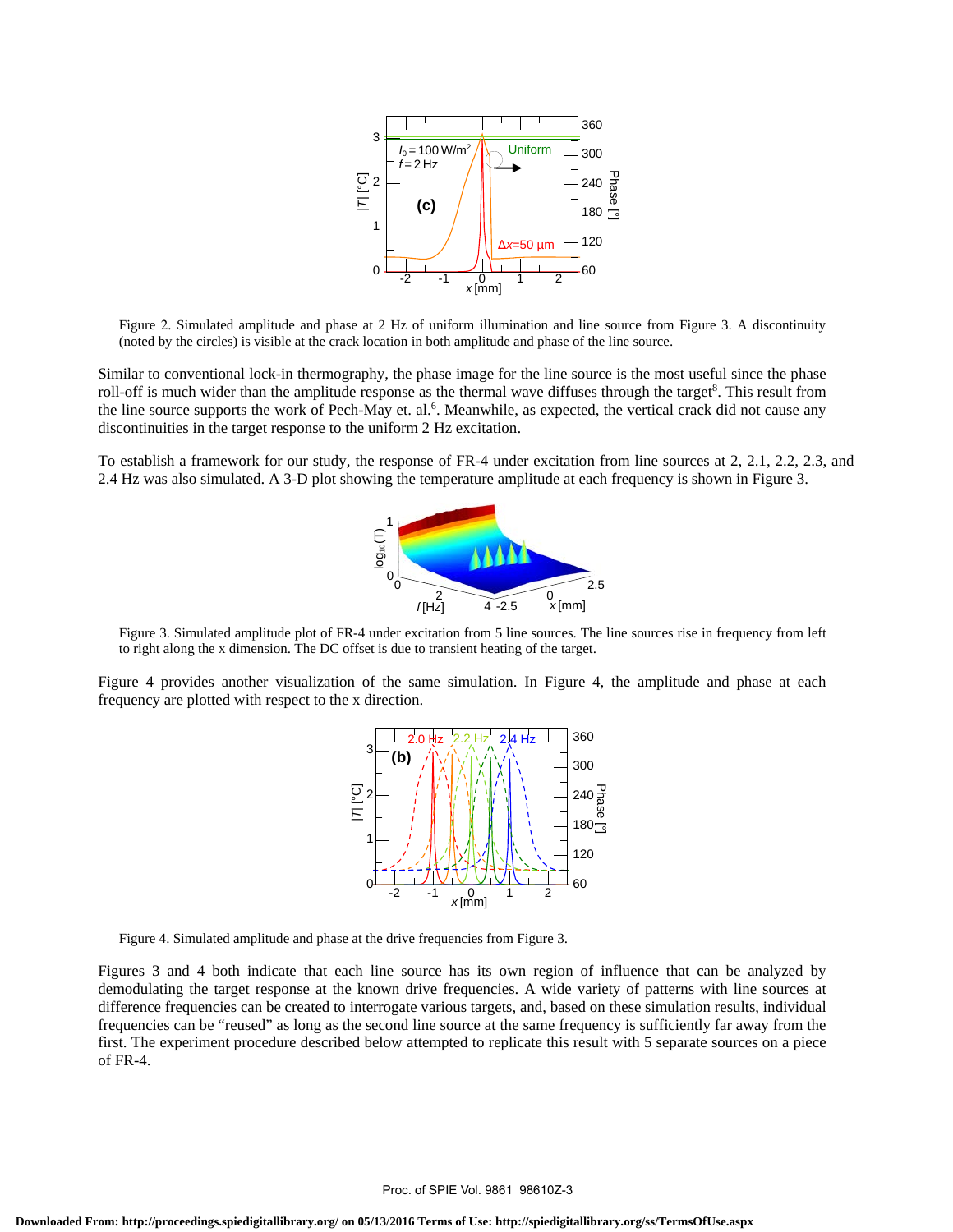Figure 2. Simulated amplitude and phase at 2 Hz of uniform illumination and line source from Figure 3. A discontinuity (noted by the circles) is visible at the crack location in both amplitude and phase of the line source.

Similar to conventional lock-in thermography, the phase image for the line source is the most useful since the phase roll-off is much wider than the amplitude response as the thermal wave diffuses through the target[8]. This result from the line source supports the work of Pech-May et. al.[6]. Meanwhile, as expected, the vertical crack did not cause any discontinuities in the target response to the uniform 2 Hz excitation.

To establish a framework for our study, the response of FR-4 under excitation from line sources at 2, 2.1, 2.2, 2.3, and 2.4 Hz was also simulated. A 3-D plot showing the temperature amplitude at each frequency is shown in Figure 3.

Figure 3. Simulated amplitude plot of FR-4 under excitation from 5 line sources. The line sources rise in frequency from left to right along the x dimension. The DC offset is due to transient heating of the target.

Figure 4 provides another visualization of the same simulation. In Figure 4, the amplitude and phase at each frequency are plotted with respect to the x direction.

Figure 4. Simulated amplitude and phase at the drive frequencies from Figure 3.

Figures 3 and 4 both indicate that each line source has its own region of influence that can be analyzed by demodulating the target response at the known drive frequencies. A wide variety of patterns with line sources at difference frequencies can be created to interrogate various targets, and, based on these simulation results, individual frequencies can be "reused" as long as the second line source at the same frequency is sufficiently far away from the first. The experiment procedure described below attempted to replicate this result with 5 separate sources on a piece of FR-4.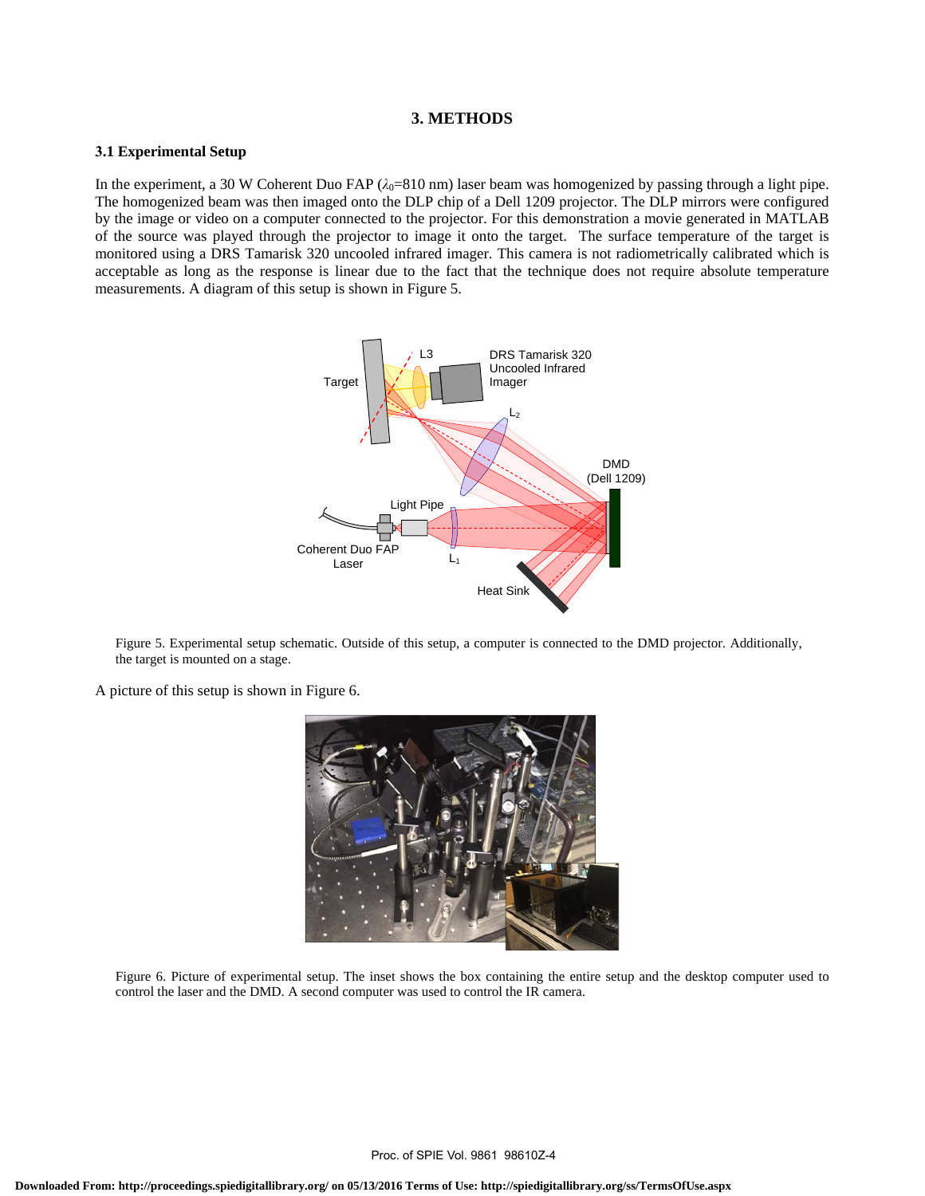# 3. METHODS

## 3.1 Experimental Setup

In the experiment, a 30 W Coherent Duo FAP ($\lambda_0$=810 nm) laser beam was homogenized by passing through a light pipe. The homogenized beam was then imaged onto the DLP chip of a Dell 1209 projector. The DLP mirrors were configured by the image or video on a computer connected to the projector. For this demonstration a movie generated in MATLAB of the source was played through the projector to image it onto the target. The surface temperature of the target is monitored using a DRS Tamarisk 320 uncooled infrared imager. This camera is not radiometrically calibrated which is acceptable as long as the response is linear due to the fact that the technique does not require absolute temperature measurements. A diagram of this setup is shown in Figure 5.

Figure 5. Experimental setup schematic. Outside of this setup, a computer is connected to the DMD projector. Additionally, the target is mounted on a stage.

A picture of this setup is shown in Figure 6.

Figure 6. Picture of experimental setup. The inset shows the box containing the entire setup and the desktop computer used to control the laser and the DMD. A second computer was used to control the IR camera.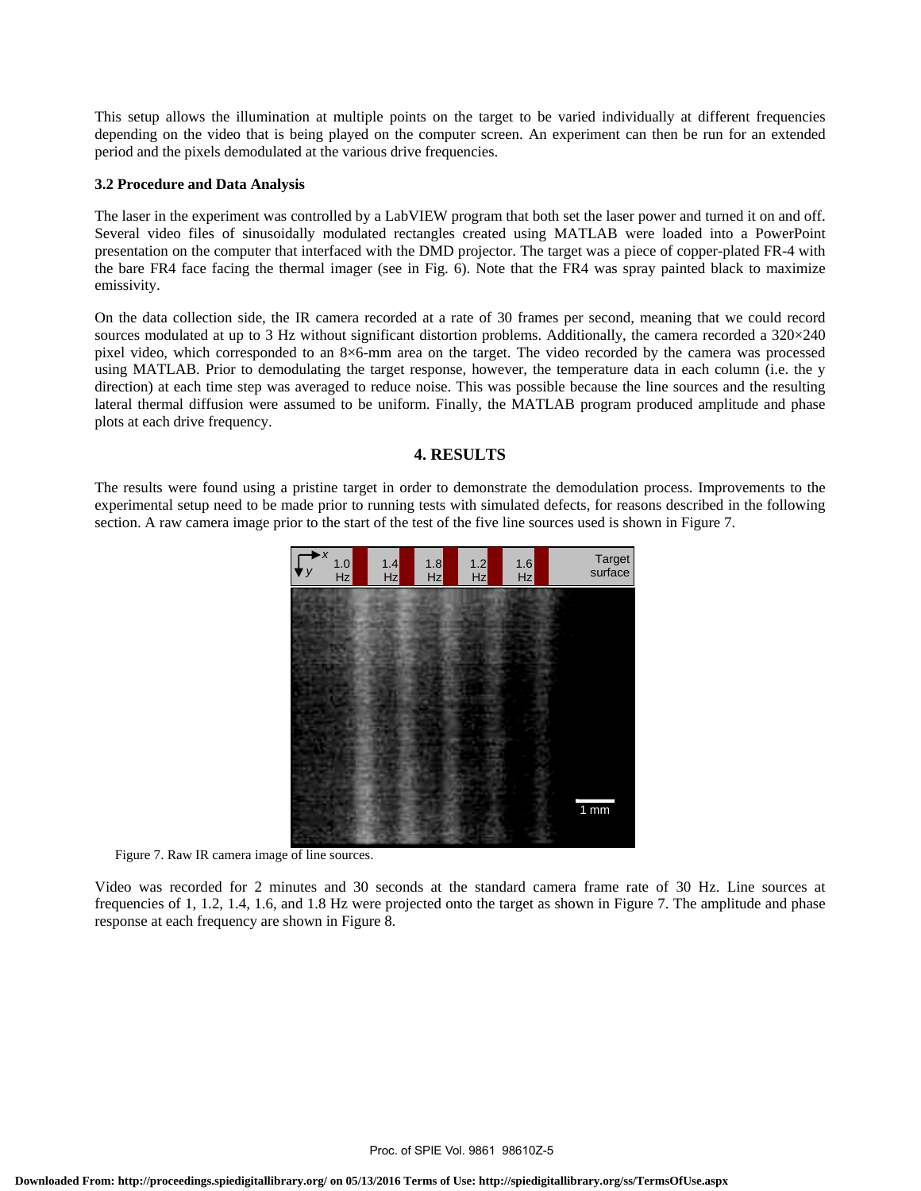This setup allows the illumination at multiple points on the target to be varied individually at different frequencies depending on the video that is being played on the computer screen. An experiment can then be run for an extended period and the pixels demodulated at the various drive frequencies.

### 3.2 Procedure and Data Analysis

The laser in the experiment was controlled by a LabVIEW program that both set the laser power and turned it on and off. Several video files of sinusoidally modulated rectangles created using MATLAB were loaded into a PowerPoint presentation on the computer that interfaced with the DMD projector. The target was a piece of copper-plated FR-4 with the bare FR4 face facing the thermal imager (see in Fig. 6). Note that the FR4 was spray painted black to maximize emissivity.

On the data collection side, the IR camera recorded at a rate of 30 frames per second, meaning that we could record sources modulated at up to 3 Hz without significant distortion problems. Additionally, the camera recorded a 320×240 pixel video, which corresponded to an 8×6-mm area on the target. The video recorded by the camera was processed using MATLAB. Prior to demodulating the target response, however, the temperature data in each column (i.e. the y direction) at each time step was averaged to reduce noise. This was possible because the line sources and the resulting lateral thermal diffusion were assumed to be uniform. Finally, the MATLAB program produced amplitude and phase plots at each drive frequency.

## 4. RESULTS

The results were found using a pristine target in order to demonstrate the demodulation process. Improvements to the experimental setup need to be made prior to running tests with simulated defects, for reasons described in the following section. A raw camera image prior to the start of the test of the five line sources used is shown in Figure 7.

Figure 7. Raw IR camera image of line sources.

Video was recorded for 2 minutes and 30 seconds at the standard camera frame rate of 30 Hz. Line sources at frequencies of 1, 1.2, 1.4, 1.6, and 1.8 Hz were projected onto the target as shown in Figure 7. The amplitude and phase response at each frequency are shown in Figure 8.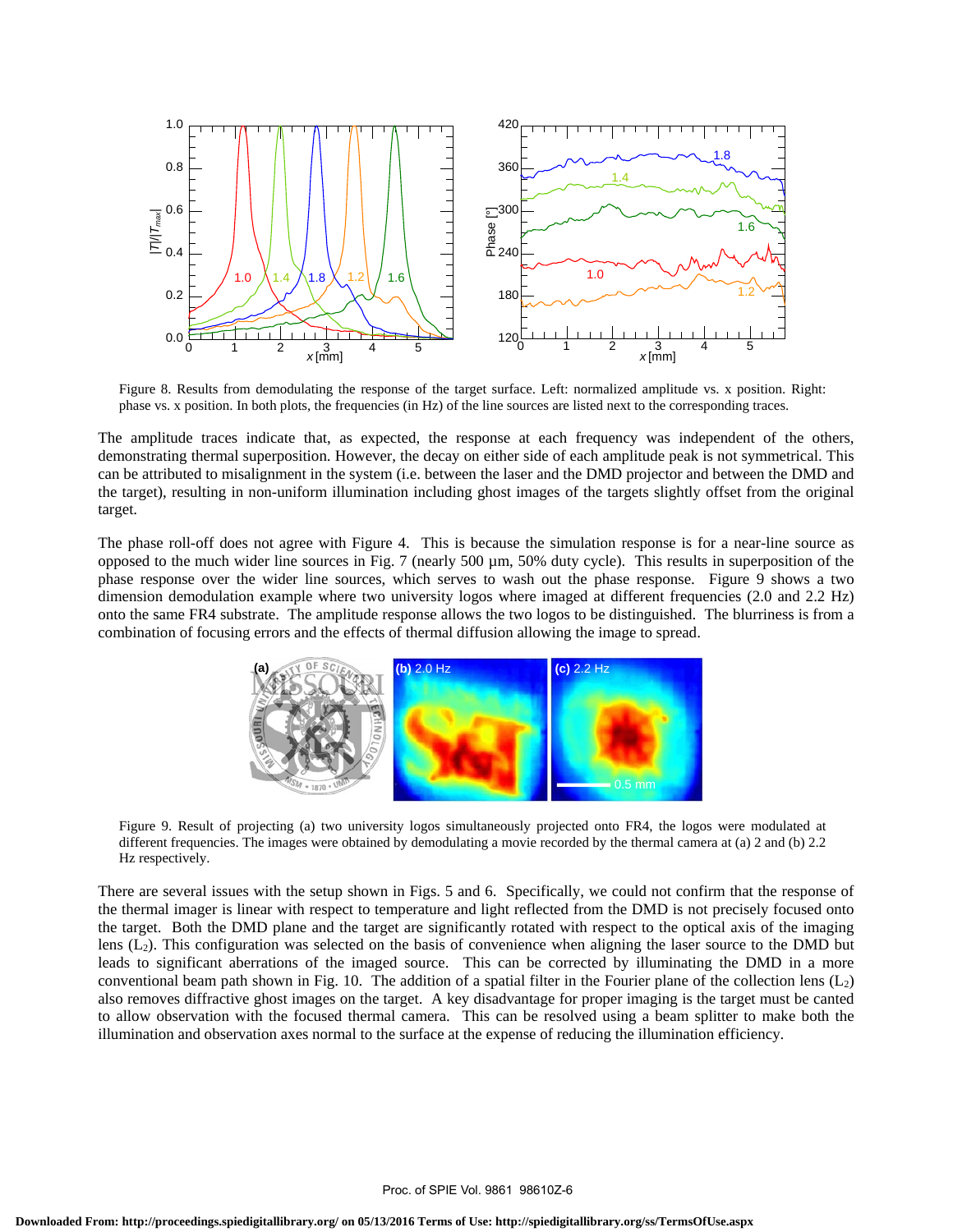Figure 8. Results from demodulating the response of the target surface. Left: normalized amplitude vs. x position. Right: phase vs. x position. In both plots, the frequencies (in Hz) of the line sources are listed next to the corresponding traces.

The amplitude traces indicate that, as expected, the response at each frequency was independent of the others, demonstrating thermal superposition. However, the decay on either side of each amplitude peak is not symmetrical. This can be attributed to misalignment in the system (i.e. between the laser and the DMD projector and between the DMD and the target), resulting in non-uniform illumination including ghost images of the targets slightly offset from the original target.

The phase roll-off does not agree with Figure 4. This is because the simulation response is for a near-line source as opposed to the much wider line sources in Fig. 7 (nearly 500 µm, 50% duty cycle). This results in superposition of the phase response over the wider line sources, which serves to wash out the phase response. Figure 9 shows a two dimension demodulation example where two university logos where imaged at different frequencies (2.0 and 2.2 Hz) onto the same FR4 substrate. The amplitude response allows the two logos to be distinguished. The blurriness is from a combination of focusing errors and the effects of thermal diffusion allowing the image to spread.

Figure 9. Result of projecting (a) two university logos simultaneously projected onto FR4, the logos were modulated at different frequencies. The images were obtained by demodulating a movie recorded by the thermal camera at (a) 2 and (b) 2.2 Hz respectively.

There are several issues with the setup shown in Figs. 5 and 6. Specifically, we could not confirm that the response of the thermal imager is linear with respect to temperature and light reflected from the DMD is not precisely focused onto the target. Both the DMD plane and the target are significantly rotated with respect to the optical axis of the imaging lens ($L_2$). This configuration was selected on the basis of convenience when aligning the laser source to the DMD but leads to significant aberrations of the imaged source. This can be corrected by illuminating the DMD in a more conventional beam path shown in Fig. 10. The addition of a spatial filter in the Fourier plane of the collection lens ($L_2$) also removes diffractive ghost images on the target. A key disadvantage for proper imaging is the target must be canted to allow observation with the focused thermal camera. This can be resolved using a beam splitter to make both the illumination and observation axes normal to the surface at the expense of reducing the illumination efficiency.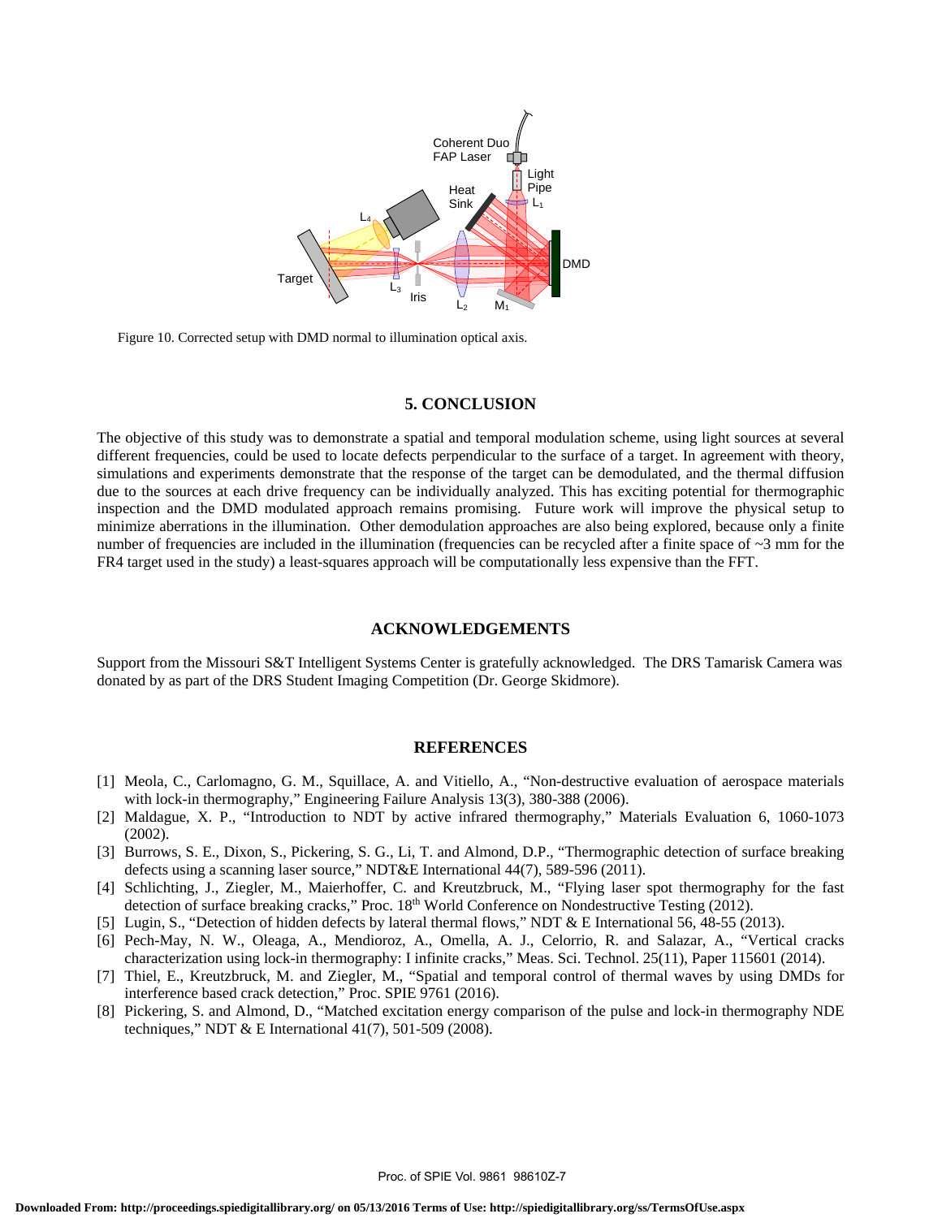Coherent Duo
FAP Laser
Light
Pipe
Heat
Sink
$L_1$
$L_4$
DMD
Target
$L_3$
Iris
$L_2$
$M_1$

Figure 10. Corrected setup with DMD normal to illumination optical axis.

## 5. CONCLUSION

The objective of this study was to demonstrate a spatial and temporal modulation scheme, using light sources at several different frequencies, could be used to locate defects perpendicular to the surface of a target. In agreement with theory, simulations and experiments demonstrate that the response of the target can be demodulated, and the thermal diffusion due to the sources at each drive frequency can be individually analyzed. This has exciting potential for thermographic inspection and the DMD modulated approach remains promising. Future work will improve the physical setup to minimize aberrations in the illumination. Other demodulation approaches are also being explored, because only a finite number of frequencies are included in the illumination (frequencies can be recycled after a finite space of ~3 mm for the FR4 target used in the study) a least-squares approach will be computationally less expensive than the FFT.

## ACKNOWLEDGEMENTS

Support from the Missouri S&T Intelligent Systems Center is gratefully acknowledged. The DRS Tamarisk Camera was donated by as part of the DRS Student Imaging Competition (Dr. George Skidmore).

## REFERENCES

[1] Meola, C., Carlomagno, G. M., Squillace, A. and Vitiello, A., "Non-destructive evaluation of aerospace materials with lock-in thermography," Engineering Failure Analysis 13(3), 380-388 (2006).

[2] Maldague, X. P., "Introduction to NDT by active infrared thermography," Materials Evaluation 6, 1060-1073 (2002).

[3] Burrows, S. E., Dixon, S., Pickering, S. G., Li, T. and Almond, D.P., "Thermographic detection of surface breaking defects using a scanning laser source," NDT&E International 44(7), 589-596 (2011).

[4] Schlichting, J., Ziegler, M., Maierhoffer, C. and Kreutzbruck, M., "Flying laser spot thermography for the fast detection of surface breaking cracks," Proc. 18th World Conference on Nondestructive Testing (2012).

[5] Lugin, S., "Detection of hidden defects by lateral thermal flows," NDT & E International 56, 48-55 (2013).

[6] Pech-May, N. W., Oleaga, A., Mendioroz, A., Omella, A. J., Celorrio, R. and Salazar, A., "Vertical cracks characterization using lock-in thermography: I infinite cracks," Meas. Sci. Technol. 25(11), Paper 115601 (2014).

[7] Thiel, E., Kreutzbruck, M. and Ziegler, M., "Spatial and temporal control of thermal waves by using DMDs for interference based crack detection," Proc. SPIE 9761 (2016).

[8] Pickering, S. and Almond, D., "Matched excitation energy comparison of the pulse and lock-in thermography NDE techniques," NDT & E International 41(7), 501-509 (2008).